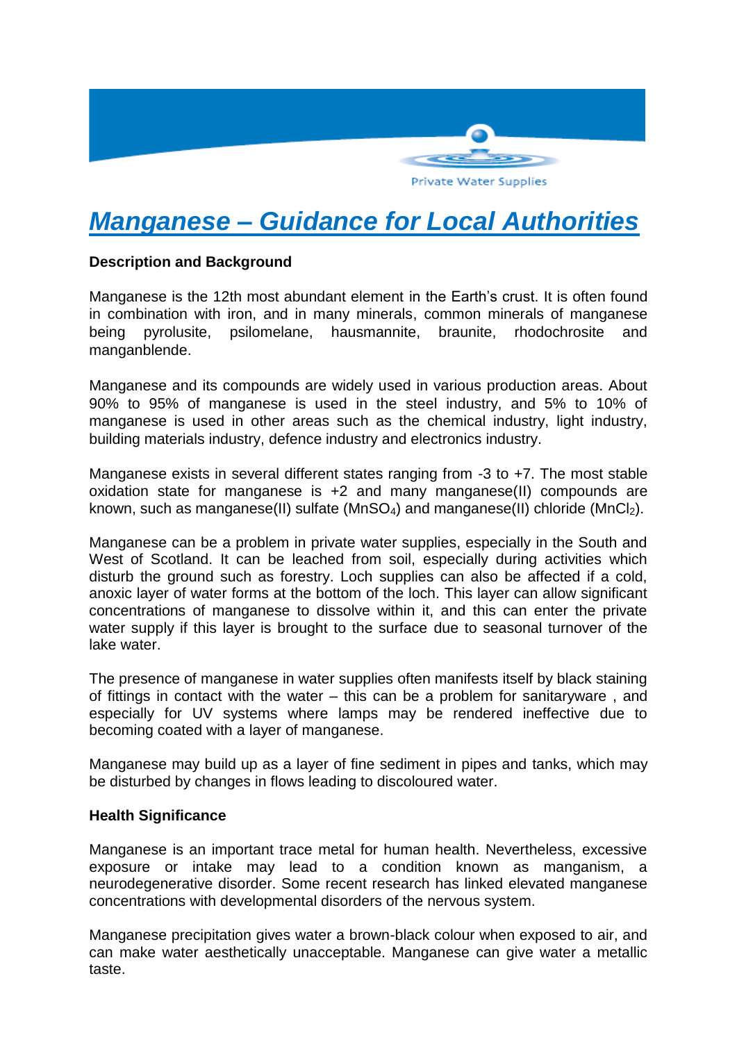# Manganese – Guidance for Local Authorities

**Description and Background**

Manganese is the 12th most abundant element in the Earth's crust. It is often found in combination with iron, and in many minerals, common minerals of manganese being pyrolusite, psilomelane, hausmannite, braunite, rhodochrosite and manganblende.

Manganese and its compounds are widely used in various production areas. About 90% to 95% of manganese is used in the steel industry, and 5% to 10% of manganese is used in other areas such as the chemical industry, light industry, building materials industry, defence industry and electronics industry.

Manganese exists in several different states ranging from -3 to +7. The most stable oxidation state for manganese is +2 and many manganese(II) compounds are known, such as manganese(II) sulfate ($MnSO_4$) and manganese(II) chloride ($MnCl_2$).

Manganese can be a problem in private water supplies, especially in the South and West of Scotland. It can be leached from soil, especially during activities which disturb the ground such as forestry. Loch supplies can also be affected if a cold, anoxic layer of water forms at the bottom of the loch. This layer can allow significant concentrations of manganese to dissolve within it, and this can enter the private water supply if this layer is brought to the surface due to seasonal turnover of the lake water.

The presence of manganese in water supplies often manifests itself by black staining of fittings in contact with the water – this can be a problem for sanitaryware , and especially for UV systems where lamps may be rendered ineffective due to becoming coated with a layer of manganese.

Manganese may build up as a layer of fine sediment in pipes and tanks, which may be disturbed by changes in flows leading to discoloured water.

**Health Significance**

Manganese is an important trace metal for human health. Nevertheless, excessive exposure or intake may lead to a condition known as manganism, a neurodegenerative disorder. Some recent research has linked elevated manganese concentrations with developmental disorders of the nervous system.

Manganese precipitation gives water a brown-black colour when exposed to air, and can make water aesthetically unacceptable. Manganese can give water a metallic taste.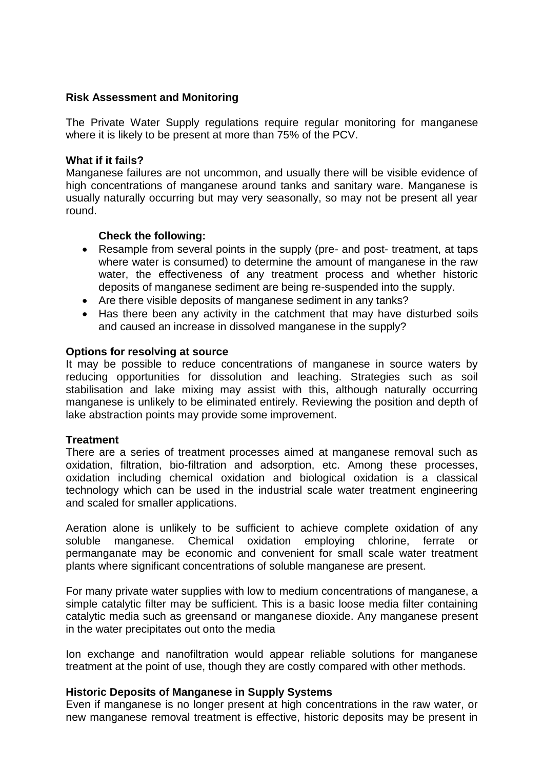**Risk Assessment and Monitoring**

The Private Water Supply regulations require regular monitoring for manganese where it is likely to be present at more than 75% of the PCV.

**What if it fails?**

Manganese failures are not uncommon, and usually there will be visible evidence of high concentrations of manganese around tanks and sanitary ware. Manganese is usually naturally occurring but may very seasonally, so may not be present all year round.

**Check the following:**

- Resample from several points in the supply (pre- and post- treatment, at taps where water is consumed) to determine the amount of manganese in the raw water, the effectiveness of any treatment process and whether historic deposits of manganese sediment are being re-suspended into the supply.
- Are there visible deposits of manganese sediment in any tanks?
- Has there been any activity in the catchment that may have disturbed soils and caused an increase in dissolved manganese in the supply?

**Options for resolving at source**

It may be possible to reduce concentrations of manganese in source waters by reducing opportunities for dissolution and leaching. Strategies such as soil stabilisation and lake mixing may assist with this, although naturally occurring manganese is unlikely to be eliminated entirely. Reviewing the position and depth of lake abstraction points may provide some improvement.

**Treatment**

There are a series of treatment processes aimed at manganese removal such as oxidation, filtration, bio-filtration and adsorption, etc. Among these processes, oxidation including chemical oxidation and biological oxidation is a classical technology which can be used in the industrial scale water treatment engineering and scaled for smaller applications.

Aeration alone is unlikely to be sufficient to achieve complete oxidation of any soluble manganese. Chemical oxidation employing chlorine, ferrate or permanganate may be economic and convenient for small scale water treatment plants where significant concentrations of soluble manganese are present.

For many private water supplies with low to medium concentrations of manganese, a simple catalytic filter may be sufficient. This is a basic loose media filter containing catalytic media such as greensand or manganese dioxide. Any manganese present in the water precipitates out onto the media

Ion exchange and nanofiltration would appear reliable solutions for manganese treatment at the point of use, though they are costly compared with other methods.

**Historic Deposits of Manganese in Supply Systems**

Even if manganese is no longer present at high concentrations in the raw water, or new manganese removal treatment is effective, historic deposits may be present in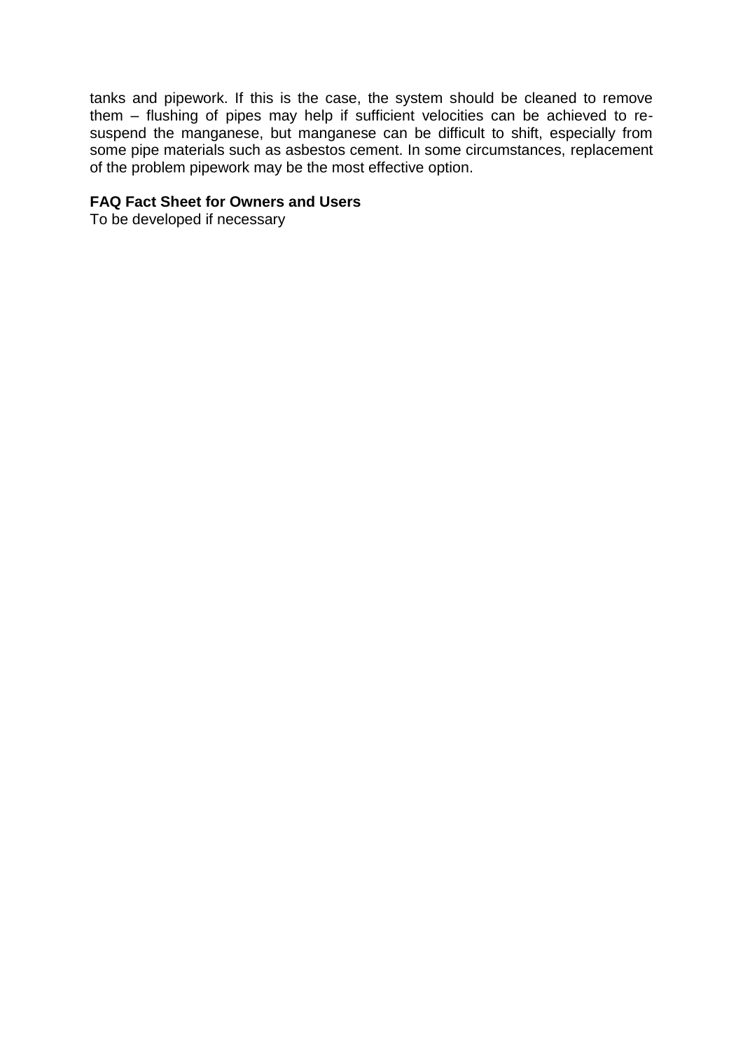tanks and pipework. If this is the case, the system should be cleaned to remove them – flushing of pipes may help if sufficient velocities can be achieved to re-suspend the manganese, but manganese can be difficult to shift, especially from some pipe materials such as asbestos cement. In some circumstances, replacement of the problem pipework may be the most effective option.

**FAQ Fact Sheet for Owners and Users**

To be developed if necessary